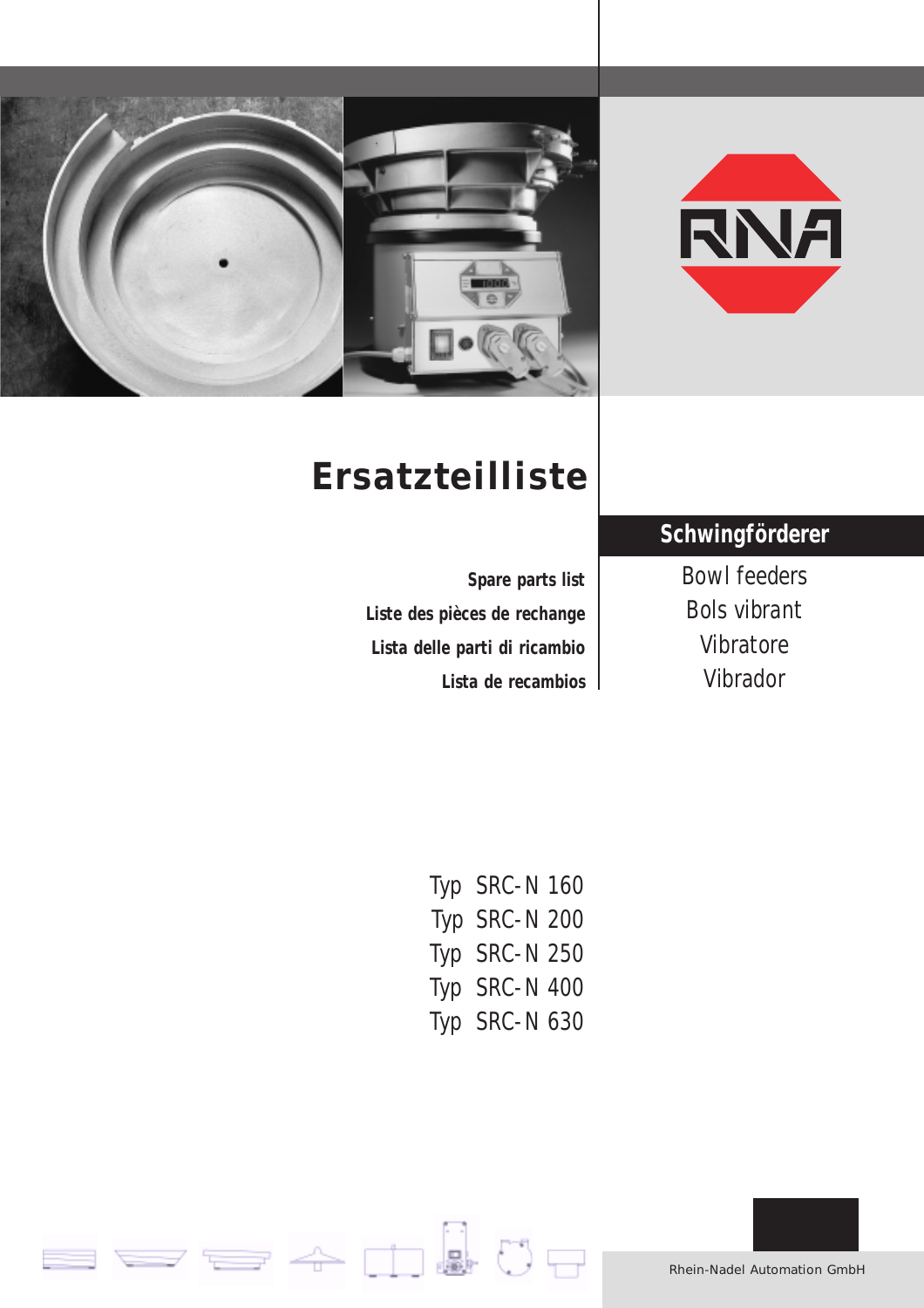RNA

# Ersatzteilliste

**Spare parts list**

**Liste des pièces de rechange**

**Lista delle parti di ricambio**

**Lista de recambios**

## Schwingförderer

Bowl feeders

Bols vibrant

Vibratore

Vibrador

Typ SRC-N 160

Typ SRC-N 200

Typ SRC-N 250

Typ SRC-N 400

Typ SRC-N 630

Rhein-Nadel Automation GmbH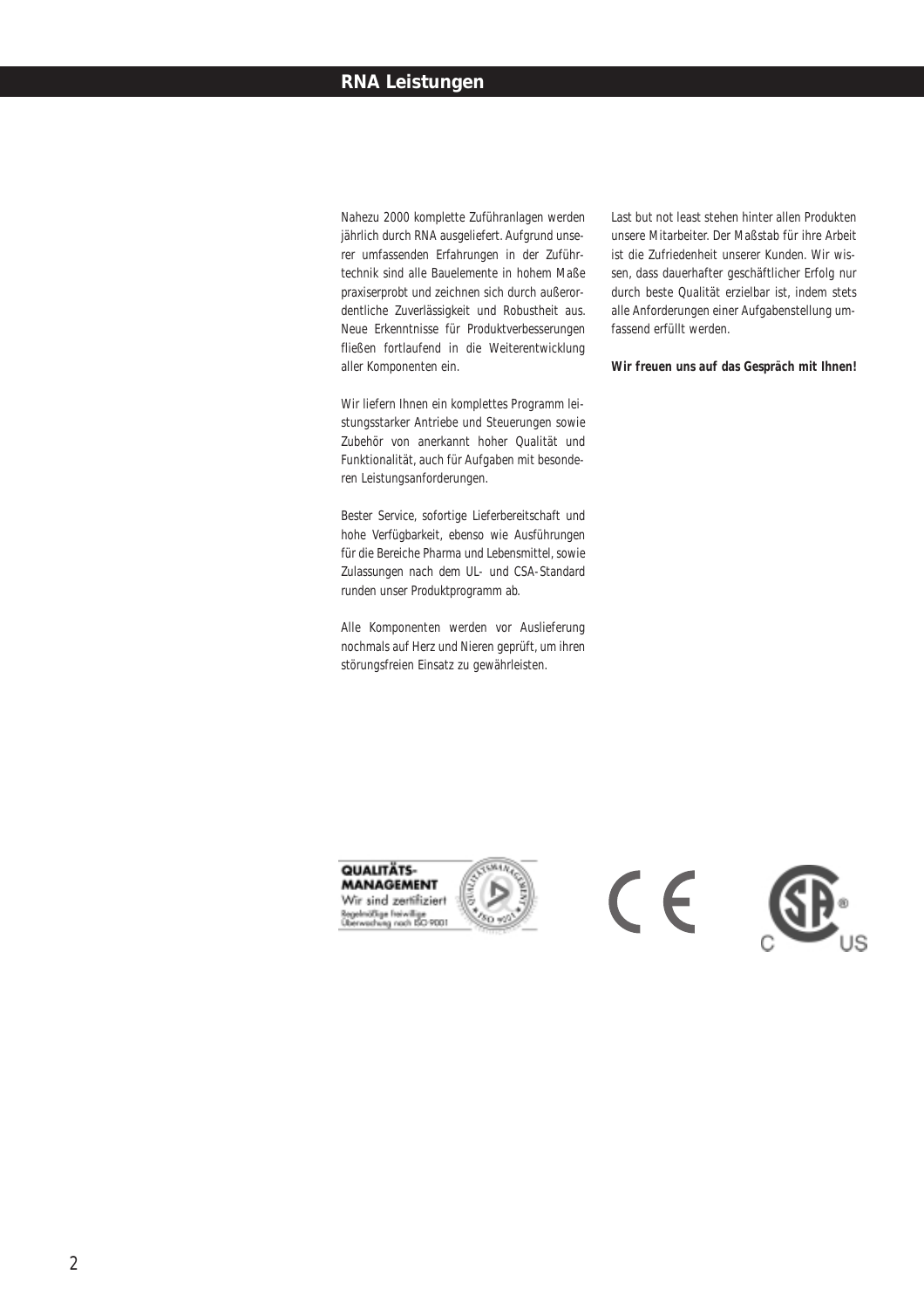## RNA Leistungen

Nahezu 2000 komplette Zuführanlagen werden jährlich durch RNA ausgeliefert. Aufgrund unserer umfassenden Erfahrungen in der Zuführtechnik sind alle Bauelemente in hohem Maße praxiserprobt und zeichnen sich durch außerordentliche Zuverlässigkeit und Robustheit aus. Neue Erkenntnisse für Produktverbesserungen fließen fortlaufend in die Weiterentwicklung aller Komponenten ein.

Wir liefern Ihnen ein komplettes Programm leistungsstarker Antriebe und Steuerungen sowie Zubehör von anerkannt hoher Qualität und Funktionalität, auch für Aufgaben mit besonderen Leistungsanforderungen.

Bester Service, sofortige Lieferbereitschaft und hohe Verfügbarkeit, ebenso wie Ausführungen für die Bereiche Pharma und Lebensmittel, sowie Zulassungen nach dem UL- und CSA-Standard runden unser Produktprogramm ab.

Alle Komponenten werden vor Auslieferung nochmals auf Herz und Nieren geprüft, um ihren störungsfreien Einsatz zu gewährleisten.

Last but not least stehen hinter allen Produkten unsere Mitarbeiter. Der Maßstab für ihre Arbeit ist die Zufriedenheit unserer Kunden. Wir wissen, dass dauerhafter geschäftlicher Erfolg nur durch beste Qualität erzielbar ist, indem stets alle Anforderungen einer Aufgabenstellung umfassend erfüllt werden.

**Wir freuen uns auf das Gespräch mit Ihnen!**

QUALITÄTS-MANAGEMENT
Wir sind zertifiziert
Regelmäßige freiwillige Überwachung nach ISO 9001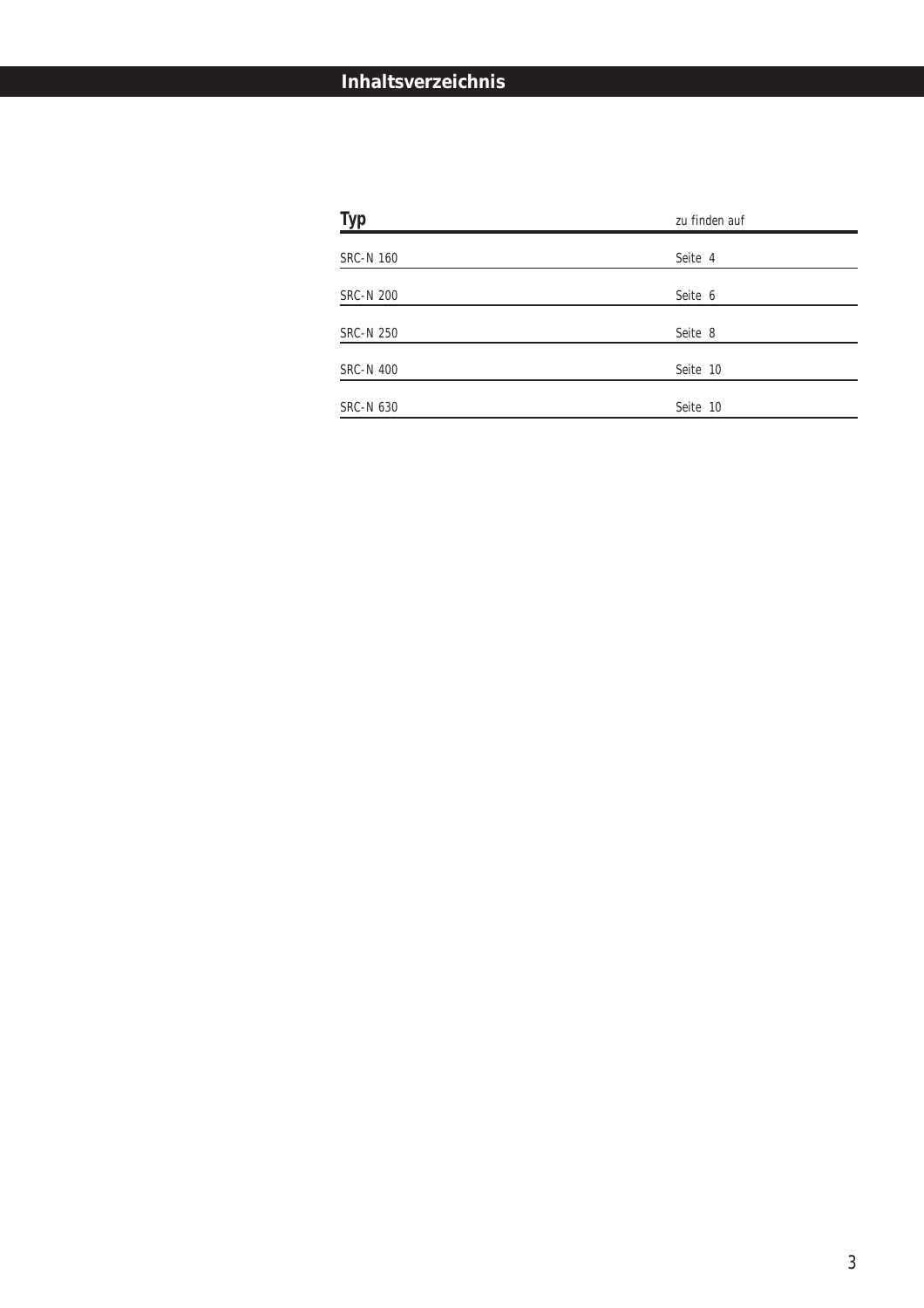# Inhaltsverzeichnis

| Typ | zu finden auf |
| --- | --- |
| SRC-N 160 | Seite 4 |
| SRC-N 200 | Seite 6 |
| SRC-N 250 | Seite 8 |
| SRC-N 400 | Seite 10 |
| SRC-N 630 | Seite 10 |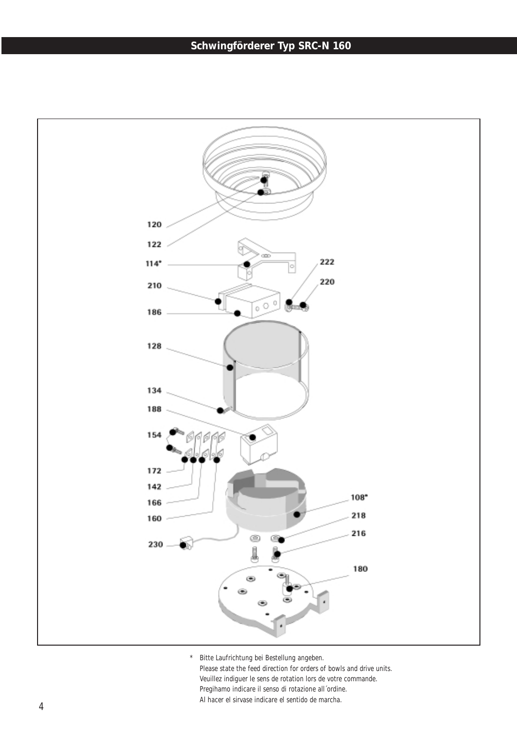# Schwingförderer Typ SRC-N 160

120

122

114*

210

186

222

220

128

134

188

154

172

142

166

160

108*

218

216

230

180

\* Bitte Laufrichtung bei Bestellung angeben.
Please state the feed direction for orders of bowls and drive units.
Veuillez indiguer le sens de rotation lors de votre commande.
Pregihamo indicare il senso di rotazione all´ordine.
Al hacer el sirvase indicare el sentido de marcha.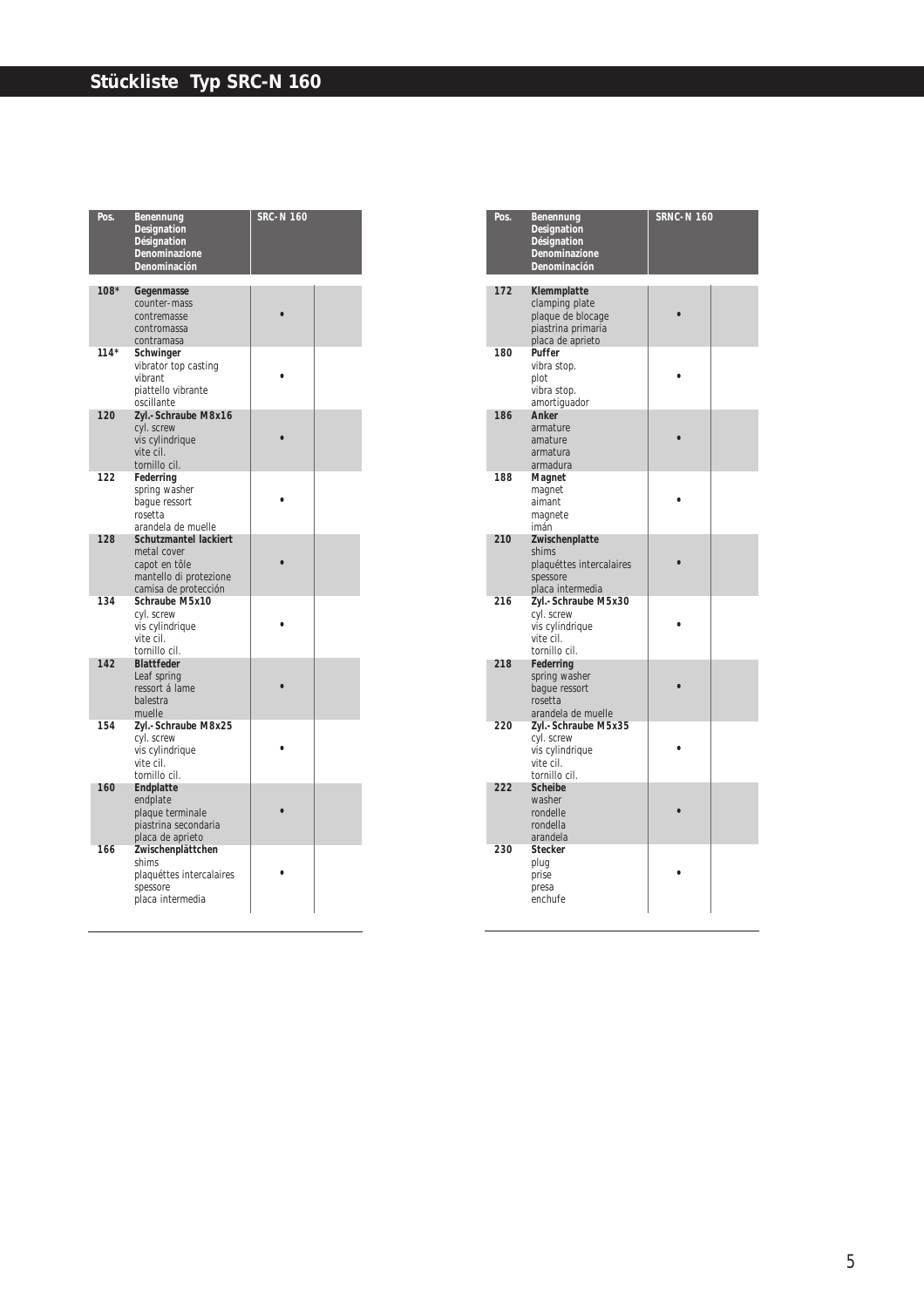# Stückliste Typ SRC-N 160

| Pos. | Benennung<br>Designation<br>Désignation<br>Denominazione<br>Denominación | SRC-N 160 | |
|---|---|---|---|
| 108* | **Gegenmasse**<br>counter-mass<br>contremasse<br>contromassa<br>contramasa | • | |
| 114* | **Schwinger**<br>vibrator top casting<br>vibrant<br>piattello vibrante<br>oscillante | • | |
| 120 | **Zyl.-Schraube M8x16**<br>cyl. screw<br>vis cylindrique<br>vite cil.<br>tornillo cil. | • | |
| 122 | **Federring**<br>spring washer<br>bague ressort<br>rosetta<br>arandela de muelle | • | |
| 128 | **Schutzmantel lackiert**<br>metal cover<br>capot en tôle<br>mantello di protezione<br>camisa de protección | • | |
| 134 | **Schraube M5x10**<br>cyl. screw<br>vis cylindrique<br>vite cil.<br>tornillo cil. | • | |
| 142 | **Blattfeder**<br>Leaf spring<br>ressort á lame<br>balestra<br>muelle | • | |
| 154 | **Zyl.-Schraube M8x25**<br>cyl. screw<br>vis cylindrique<br>vite cil.<br>tornillo cil. | • | |
| 160 | **Endplatte**<br>endplate<br>plaque terminale<br>piastrina secondaria<br>placa de aprieto | • | |
| 166 | **Zwischenplättchen**<br>shims<br>plaquéttes intercalaires<br>spessore<br>placa intermedia | • | |

| Pos. | Benennung<br>Designation<br>Désignation<br>Denominazione<br>Denominación | SRNC-N 160 | |
|---|---|---|---|
| 172 | **Klemmplatte**<br>clamping plate<br>plaque de blocage<br>piastrina primaria<br>placa de aprieto | • | |
| 180 | **Puffer**<br>vibra stop.<br>plot<br>vibra stop.<br>amortiguador | • | |
| 186 | **Anker**<br>armature<br>amature<br>armatura<br>armadura | • | |
| 188 | **Magnet**<br>magnet<br>aimant<br>magnete<br>imán | • | |
| 210 | **Zwischenplatte**<br>shims<br>plaquéttes intercalaires<br>spessore<br>placa intermedia | • | |
| 216 | **Zyl.-Schraube M5x30**<br>cyl. screw<br>vis cylindrique<br>vite cil.<br>tornillo cil. | • | |
| 218 | **Federring**<br>spring washer<br>bague ressort<br>rosetta<br>arandela de muelle | • | |
| 220 | **Zyl.-Schraube M5x35**<br>cyl. screw<br>vis cylindrique<br>vite cil.<br>tornillo cil. | • | |
| 222 | **Scheibe**<br>washer<br>rondelle<br>rondella<br>arandela | • | |
| 230 | **Stecker**<br>plug<br>prise<br>presa<br>enchufe | • | |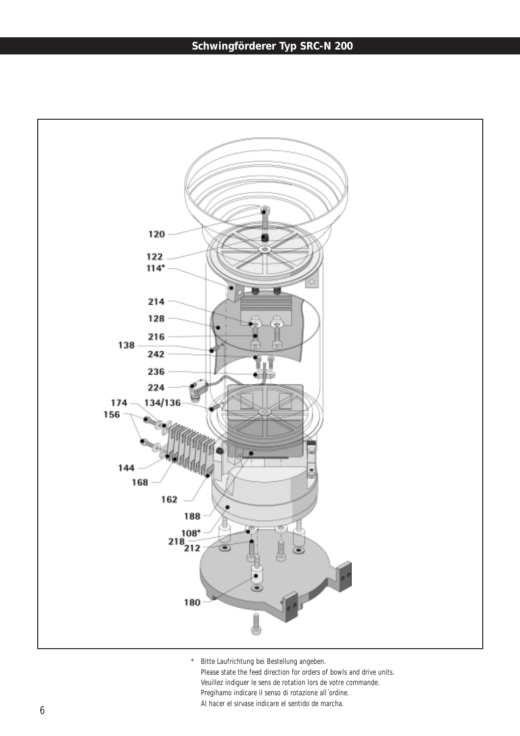# Schwingförderer Typ SRC-N 200

120

122

114*

214

128

216

138

242

236

224

174

134/136

156

144

168

162

188

108*

218

212

180

\* Bitte Laufrichtung bei Bestellung angeben.
Please state the feed direction for orders of bowls and drive units.
Veuillez indiguer le sens de rotation lors de votre commande.
Pregihamo indicare il senso di rotazione all´ordine.
Al hacer el sirvase indicare el sentido de marcha.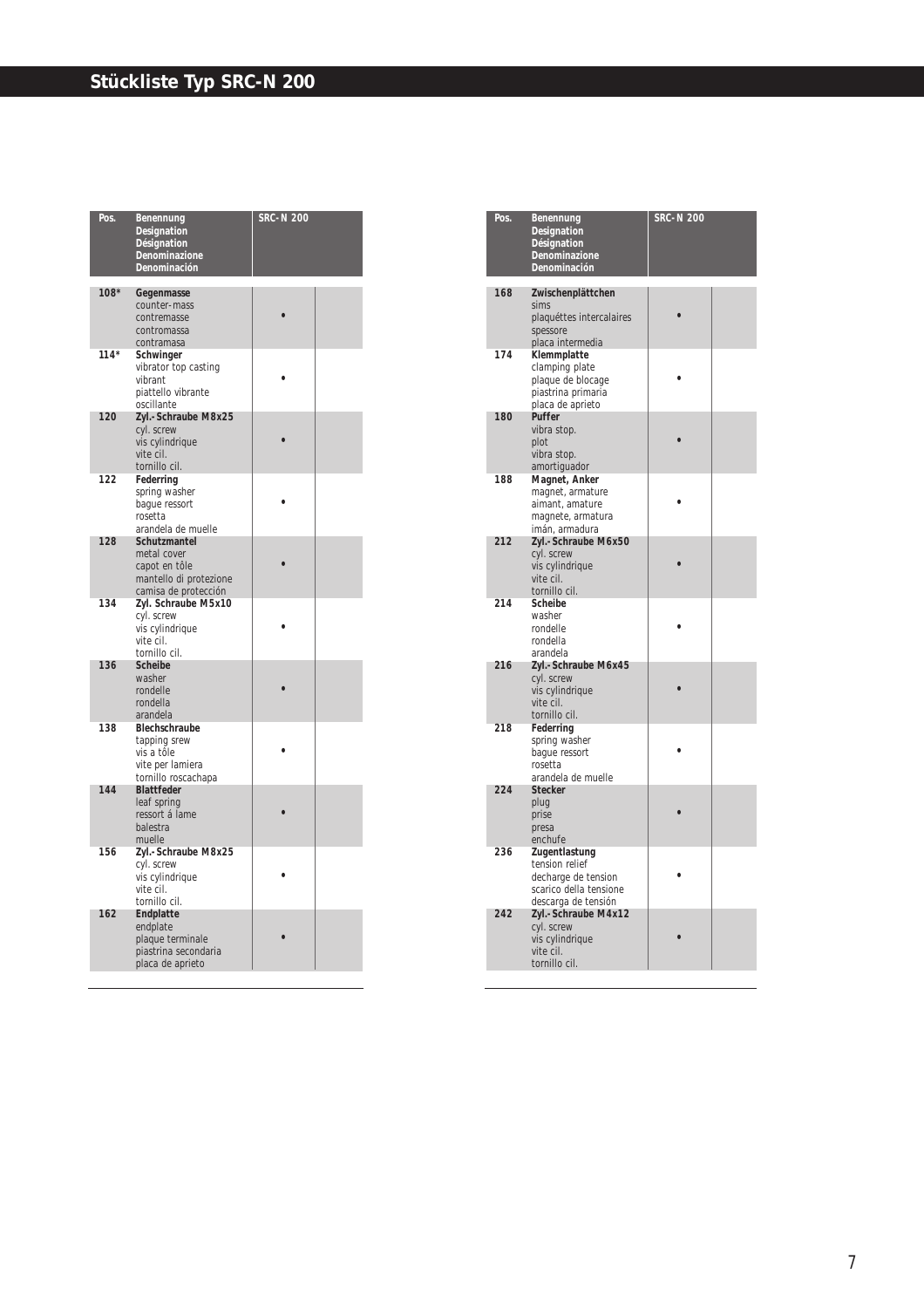# Stückliste Typ SRC-N 200

| Pos. | Benennung<br>Designation<br>Désignation<br>Denominazione<br>Denominación | SRC-N 200 | |
|---|---|---|---|
| 108* | **Gegenmasse**<br>counter-mass<br>contremasse<br>contromassa<br>contramasa | • | |
| 114* | **Schwinger**<br>vibrator top casting<br>vibrant<br>piattello vibrante<br>oscillante | • | |
| 120 | **Zyl.-Schraube M8x25**<br>cyl. screw<br>vis cylindrique<br>vite cil.<br>tornillo cil. | • | |
| 122 | **Federring**<br>spring washer<br>bague ressort<br>rosetta<br>arandela de muelle | • | |
| 128 | **Schutzmantel**<br>metal cover<br>capot en tôle<br>mantello di protezione<br>camisa de protección | • | |
| 134 | **Zyl. Schraube M5x10**<br>cyl. screw<br>vis cylindrique<br>vite cil.<br>tornillo cil. | • | |
| 136 | **Scheibe**<br>washer<br>rondelle<br>rondella<br>arandela | • | |
| 138 | **Blechschraube**<br>tapping srew<br>vis a tôle<br>vite per lamiera<br>tornillo roscachapa | • | |
| 144 | **Blattfeder**<br>leaf spring<br>ressort á lame<br>balestra<br>muelle | • | |
| 156 | **Zyl.-Schraube M8x25**<br>cyl. screw<br>vis cylindrique<br>vite cil.<br>tornillo cil. | • | |
| 162 | **Endplatte**<br>endplate<br>plaque terminale<br>piastrina secondaria<br>placa de aprieto | • | |

| Pos. | Benennung<br>Designation<br>Désignation<br>Denominazione<br>Denominación | SRC-N 200 | |
|---|---|---|---|
| 168 | **Zwischenplättchen**<br>sims<br>plaquéttes intercalaires<br>spessore<br>placa intermedia | • | |
| 174 | **Klemmplatte**<br>clamping plate<br>plaque de blocage<br>piastrina primaria<br>placa de aprieto | • | |
| 180 | **Puffer**<br>vibra stop.<br>plot<br>vibra stop.<br>amortiguador | • | |
| 188 | **Magnet, Anker**<br>magnet, armature<br>aimant, amature<br>magnete, armatura<br>imán, armadura | • | |
| 212 | **Zyl.-Schraube M6x50**<br>cyl. screw<br>vis cylindrique<br>vite cil.<br>tornillo cil. | • | |
| 214 | **Scheibe**<br>washer<br>rondelle<br>rondella<br>arandela | • | |
| 216 | **Zyl.-Schraube M6x45**<br>cyl. screw<br>vis cylindrique<br>vite cil.<br>tornillo cil. | • | |
| 218 | **Federring**<br>spring washer<br>bague ressort<br>rosetta<br>arandela de muelle | • | |
| 224 | **Stecker**<br>plug<br>prise<br>presa<br>enchufe | • | |
| 236 | **Zugentlastung**<br>tension relief<br>decharge de tension<br>scarico della tensione<br>descarga de tensión | • | |
| 242 | **Zyl.-Schraube M4x12**<br>cyl. screw<br>vis cylindrique<br>vite cil.<br>tornillo cil. | • | |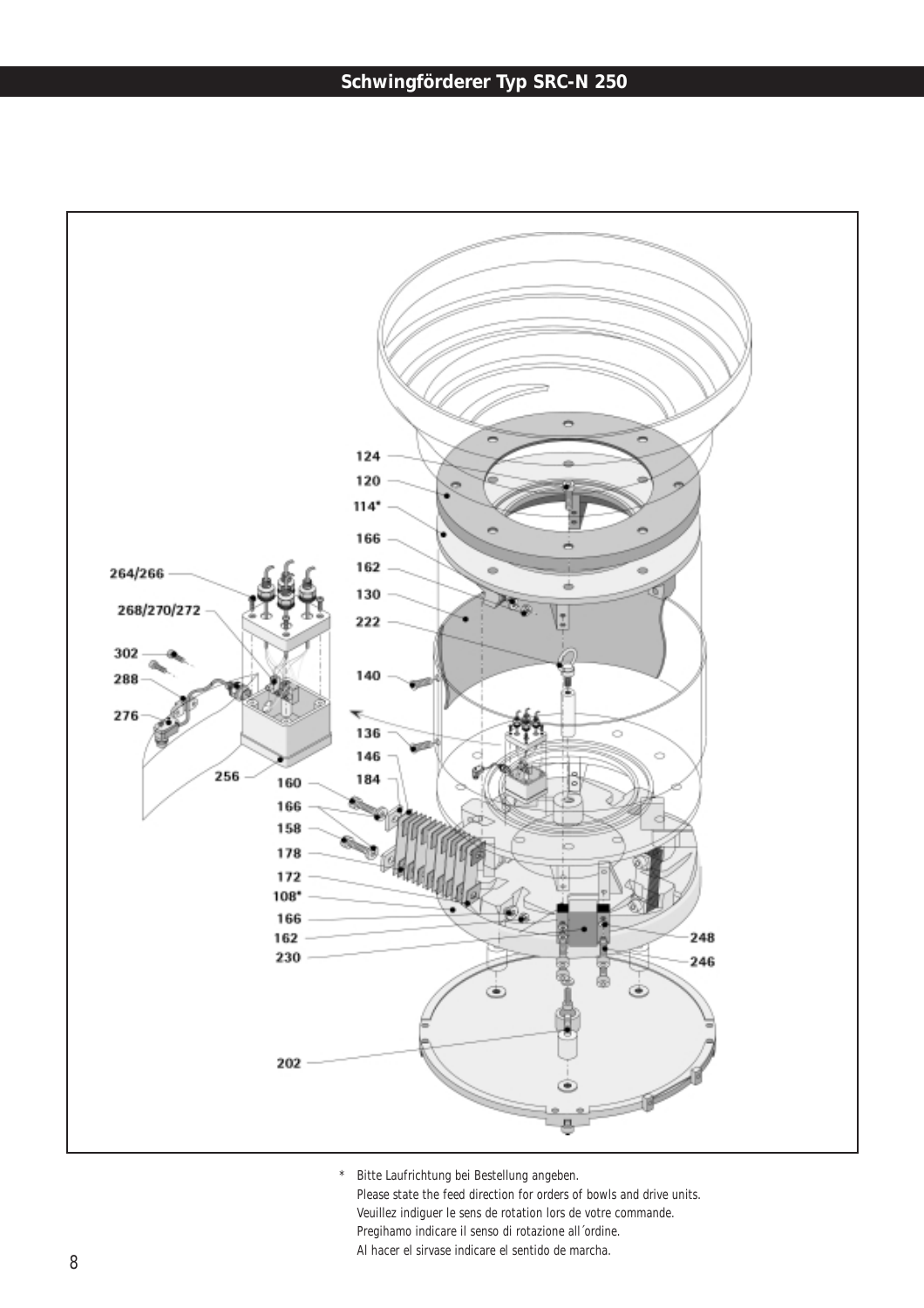# Schwingförderer Typ SRC-N 250

124
120
114*
166
162
130
222
140
136
146
184
264/266
268/270/272
302
288
276
256
160
166
158
178
172
108*
166
162
230
248
246
202

\* Bitte Laufrichtung bei Bestellung angeben.
Please state the feed direction for orders of bowls and drive units.
Veuillez indiguer le sens de rotation lors de votre commande.
Pregihamo indicare il senso di rotazione all´ordine.
Al hacer el sirvase indicare el sentido de marcha.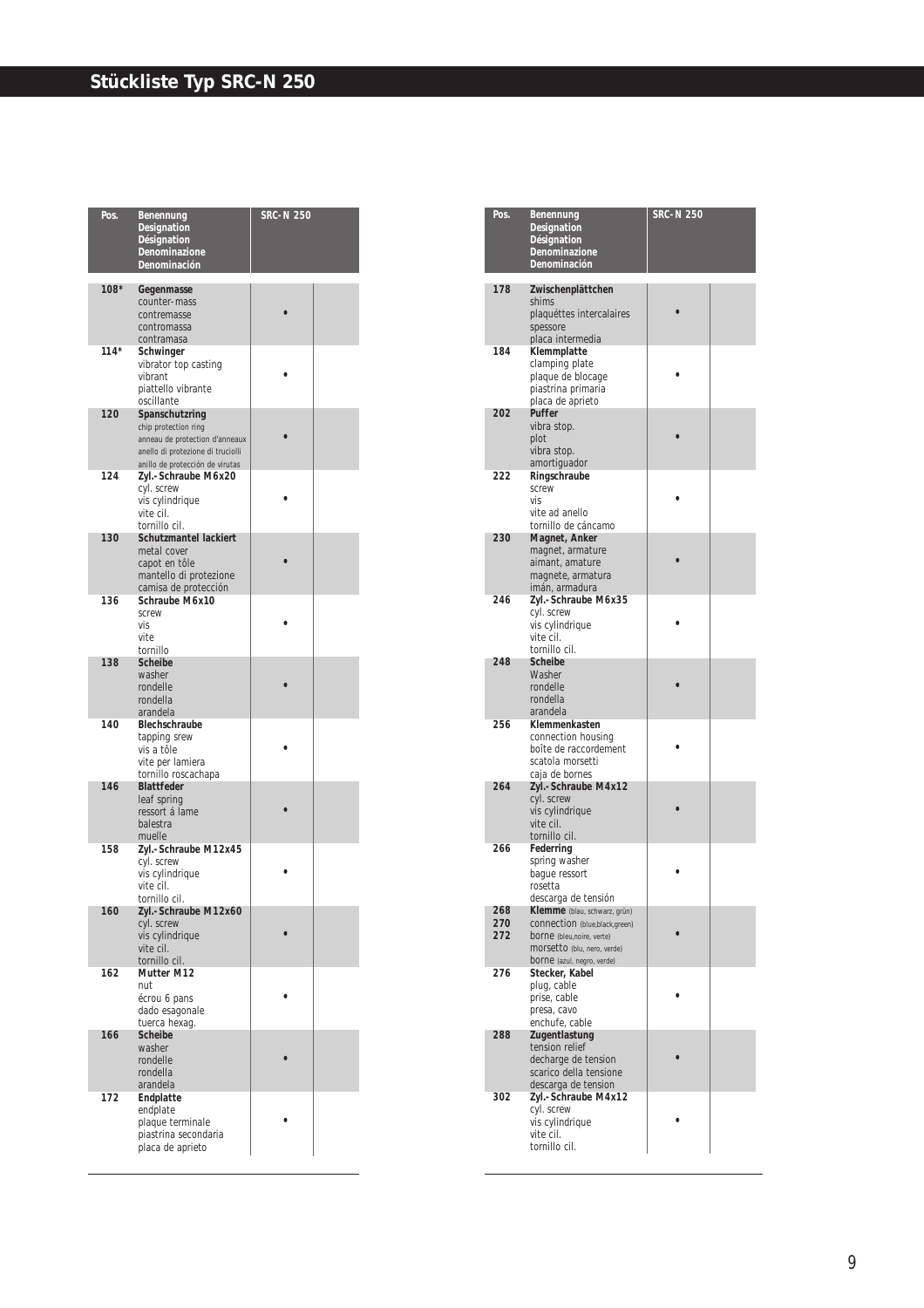# Stückliste Typ SRC-N 250

| Pos. | Benennung<br>Designation<br>Désignation<br>Denominazione<br>Denominación | SRC-N 250 | |
|---|---|---|---|
| 108* | **Gegenmasse**<br>counter-mass<br>contremasse<br>contromassa<br>contramasa | • | |
| 114* | **Schwinger**<br>vibrator top casting<br>vibrant<br>piattello vibrante<br>oscillante | • | |
| 120 | **Spanschutzring**<br>chip protection ring<br>anneau de protection d'anneaux<br>anello di protezione di trucioli<br>anillo de protección de virutas | • | |
| 124 | **Zyl.-Schraube M6x20**<br>cyl. screw<br>vis cylindrique<br>vite cil.<br>tornillo cil. | • | |
| 130 | **Schutzmantel lackiert**<br>metal cover<br>capot en tôle<br>mantello di protezione<br>camisa de protección | • | |
| 136 | **Schraube M6x10**<br>screw<br>vis<br>vite<br>tornillo | • | |
| 138 | **Scheibe**<br>washer<br>rondelle<br>rondella<br>arandela | • | |
| 140 | **Blechschraube**<br>tapping srew<br>vis a tôle<br>vite per lamiera<br>tornillo roscachapa | • | |
| 146 | **Blattfeder**<br>leaf spring<br>ressort á lame<br>balestra<br>muelle | • | |
| 158 | **Zyl.-Schraube M12x45**<br>cyl. screw<br>vis cylindrique<br>vite cil.<br>tornillo cil. | • | |
| 160 | **Zyl.-Schraube M12x60**<br>cyl. screw<br>vis cylindrique<br>vite cil.<br>tornillo cil. | • | |
| 162 | **Mutter M12**<br>nut<br>écrou 6 pans<br>dado esagonale<br>tuerca hexag. | • | |
| 166 | **Scheibe**<br>washer<br>rondelle<br>rondella<br>arandela | • | |
| 172 | **Endplatte**<br>endplate<br>plaque terminale<br>piastrina secondaria<br>placa de aprieto | • | |

| Pos. | Benennung<br>Designation<br>Désignation<br>Denominazione<br>Denominación | SRC-N 250 | |
|---|---|---|---|
| 178 | **Zwischenplättchen**<br>shims<br>plaquéttes intercalaires<br>spessore<br>placa intermedia | • | |
| 184 | **Klemmplatte**<br>clamping plate<br>plaque de blocage<br>piastrina primaria<br>placa de aprieto | • | |
| 202 | **Puffer**<br>vibra stop.<br>plot<br>vibra stop.<br>amortiguador | • | |
| 222 | **Ringschraube**<br>screw<br>vis<br>vite ad anello<br>tornillo de cáncamo | • | |
| 230 | **Magnet, Anker**<br>magnet, armature<br>aimant, amature<br>magnete, armatura<br>imán, armadura | • | |
| 246 | **Zyl.-Schraube M6x35**<br>cyl. screw<br>vis cylindrique<br>vite cil.<br>tornillo cil. | • | |
| 248 | **Scheibe**<br>Washer<br>rondelle<br>rondella<br>arandela | • | |
| 256 | **Klemmenkasten**<br>connection housing<br>boîte de raccordement<br>scatola morsetti<br>caja de bornes | • | |
| 264 | **Zyl.-Schraube M4x12**<br>cyl. screw<br>vis cylindrique<br>vite cil.<br>tornillo cil. | • | |
| 266 | **Federring**<br>spring washer<br>bague ressort<br>rosetta<br>descarga de tensión | • | |
| 268<br>270<br>272 | **Klemme** (blau, schwarz, grün)<br>connection (blue,black,green)<br>borne (bleu,noire, verte)<br>morsetto (blu, nero, verde)<br>borne (azul, negro, verde) | • | |
| 276 | **Stecker, Kabel**<br>plug, cable<br>prise, cable<br>presa, cavo<br>enchufe, cable | • | |
| 288 | **Zugentlastung**<br>tension relief<br>decharge de tension<br>scarico della tensione<br>descarga de tension | • | |
| 302 | **Zyl.-Schraube M4x12**<br>cyl. screw<br>vis cylindrique<br>vite cil.<br>tornillo cil. | • | |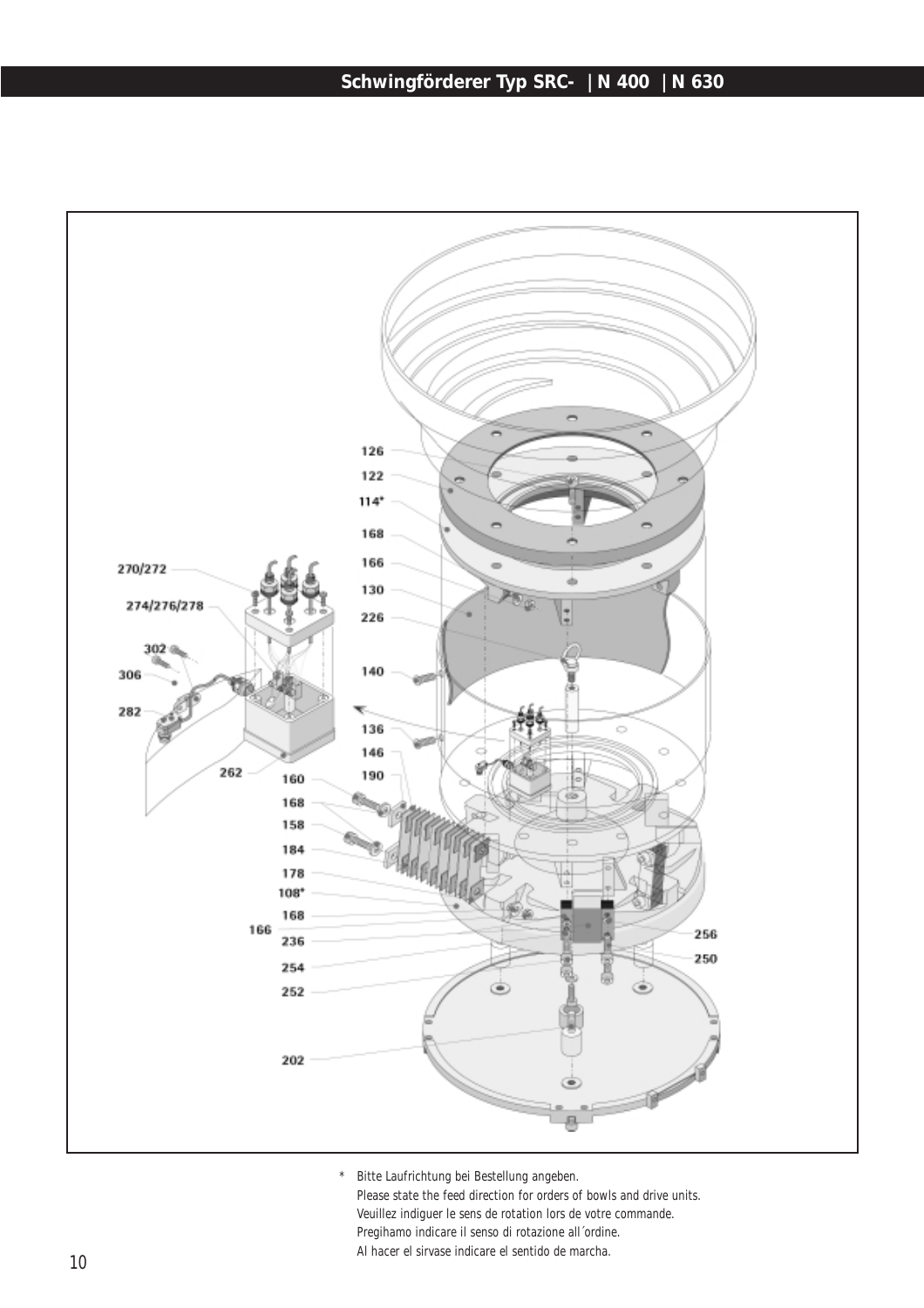# Schwingförderer Typ SRC- | N 400 | N 630

126
122
114*
168
166
130
226
140
136
146
190
160
168
158
184
178
108*
168
166
236
254
252
202
256
250
270/272
274/276/278
302
306
282
262

\* Bitte Laufrichtung bei Bestellung angeben.
Please state the feed direction for orders of bowls and drive units.
Veuillez indiguer le sens de rotation lors de votre commande.
Pregihamo indicare il senso di rotazione all´ordine.
Al hacer el sirvase indicare el sentido de marcha.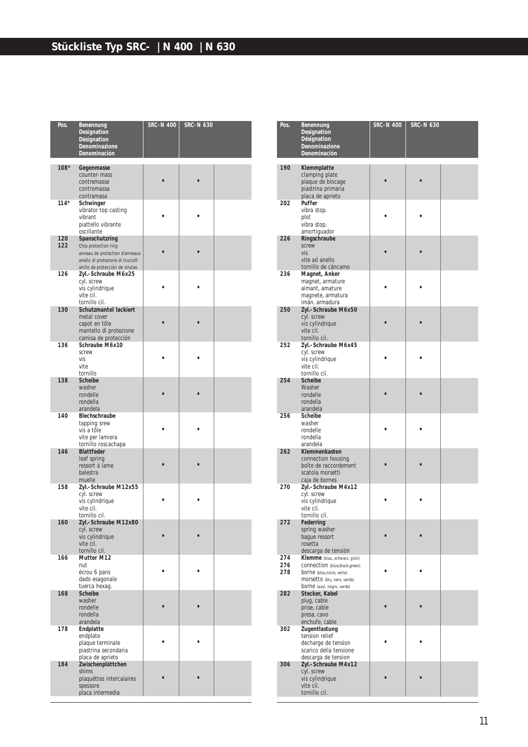# Stückliste Typ SRC- | N 400 | N 630

| Pos. | Benennung<br>Designation<br>Désignation<br>Denominazione<br>Denominación | SRC-N 400 | SRC-N 630 | |
|---|---|---|---|---|
| 108* | **Gegenmasse**<br>counter-mass<br>contremasse<br>contromassa<br>contramasa | • | • | |
| 114* | **Schwinger**<br>vibrator top casting<br>vibrant<br>piattello vibrante<br>oscillante | • | • | |
| 120<br>122 | **Spanschutzring**<br>Chip protection ring<br>anneau de protection d'anneaux<br>anello di protezione di trucioli<br>anillo de protección de virutas | • | • | |
| 126 | **Zyl.-Schraube M6x25**<br>cyl. screw<br>vis cylindrique<br>vite cil.<br>tornillo cil. | • | • | |
| 130 | **Schutzmantel lackiert**<br>metal cover<br>capot en tôle<br>mantello di protezione<br>camisa de protección | • | • | |
| 136 | **Schraube M6x10**<br>screw<br>vis<br>vite<br>tornillo | • | • | |
| 138 | **Scheibe**<br>washer<br>rondelle<br>rondella<br>arandela | • | • | |
| 140 | **Blechschraube**<br>tapping srew<br>vis a tôle<br>vite per lamiera<br>tornillo roscachapa | • | • | |
| 146 | **Blattfeder**<br>leaf spring<br>ressort á lame<br>balestra<br>muelle | • | • | |
| 158 | **Zyl.-Schraube M12x55**<br>cyl. screw<br>vis cylindrique<br>vite cil.<br>tornillo cil. | • | • | |
| 160 | **Zyl.-Schraube M12x80**<br>cyl. screw<br>vis cylindrique<br>vite cil.<br>tornillo cil. | • | • | |
| 166 | **Mutter M12**<br>nut<br>écrou 6 pans<br>dado esagonale<br>tuerca hexag. | • | • | |
| 168 | **Scheibe**<br>washer<br>rondelle<br>rondella<br>arandela | • | • | |
| 178 | **Endplatte**<br>endplate<br>plaque terminale<br>piastrina secondaria<br>placa de aprieto | • | • | |
| 184 | **Zwischenplättchen**<br>shims<br>plaquéttes intercalaires<br>spessore<br>placa intermedia | • | • | |

| Pos. | Benennung<br>Designation<br>Désignation<br>Denominazione<br>Denominación | SRC-N 400 | SRC-N 630 | |
|---|---|---|---|---|
| 190 | **Klemmplatte**<br>clamping plate<br>plaque de blocage<br>piastrina primaria<br>placa de aprieto | • | • | |
| 202 | **Puffer**<br>vibra stop.<br>plot<br>vibra stop.<br>amortiguador | • | • | |
| 226 | **Ringschraube**<br>screw<br>vis<br>vite ad anello<br>tornillo de cáncamo | • | • | |
| 236 | **Magnet, Anker**<br>magnet, armature<br>aimant, amature<br>magnete, armatura<br>imán, armadura | • | • | |
| 250 | **Zyl.-Schraube M6x50**<br>cyl. screw<br>vis cylindrique<br>vite cil.<br>tornillo cil. | • | • | |
| 252 | **Zyl.-Schraube M6x45**<br>cyl. screw<br>vis cylindrique<br>vite cil.<br>tornillo cil. | • | • | |
| 254 | **Scheibe**<br>Washer<br>rondelle<br>rondella<br>arandela | • | • | |
| 256 | **Scheibe**<br>washer<br>rondelle<br>rondella<br>arandela | • | • | |
| 262 | **Klemmenkasten**<br>connection housing<br>boîte de raccordement<br>scatola morsetti<br>caja de bornes | • | • | |
| 270 | **Zyl.-Schraube M4x12**<br>cyl. screw<br>vis cylindrique<br>vite cil.<br>tornillo cil. | • | • | |
| 272 | **Federring**<br>spring washer<br>bague ressort<br>rosetta<br>descarga de tensión | • | • | |
| 274<br>276<br>278 | **Klemme** (blau, schwarz, grün)<br>connection (blue,black,green)<br>borne (bleu,noire, verte)<br>morsetto (blu, nero, verde)<br>borne (azul, negro, verde) | • | • | |
| 282 | **Stecker, Kabel**<br>plug, cable<br>prise, cable<br>presa, cavo<br>enchufe, cable | • | • | |
| 302 | **Zugentlastung**<br>tension relief<br>decharge de tension<br>scarico della tensione<br>descarga de tension | • | • | |
| 306 | **Zyl.-Schraube M4x12**<br>cyl. screw<br>vis cylindrique<br>vite cil.<br>tornillo cil. | • | • | |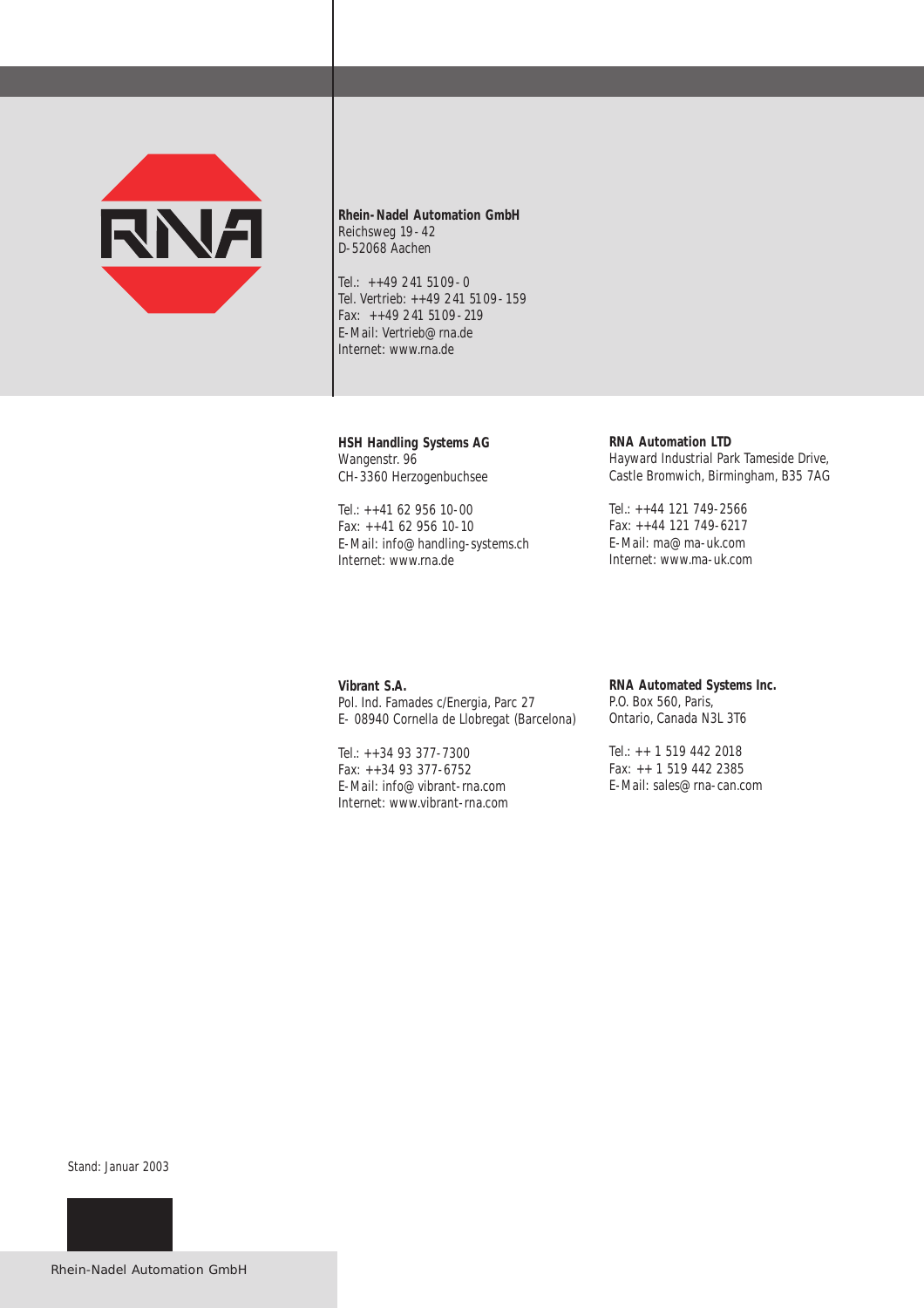**Rhein-Nadel Automation GmbH**
Reichsweg 19 - 42
D-52068 Aachen

Tel.: ++49 241 5109 - 0
Tel. Vertrieb: ++49 241 5109 - 159
Fax: ++49 241 5109 - 219
E-Mail: Vertrieb@rna.de
Internet: www.rna.de

**HSH Handling Systems AG**
Wangenstr. 96
CH-3360 Herzogenbuchsee

Tel.: ++41 62 956 10-00
Fax: ++41 62 956 10-10
E-Mail: info@handling-systems.ch
Internet: www.rna.de

**RNA Automation LTD**
Hayward Industrial Park Tameside Drive,
Castle Bromwich, Birmingham, B35 7AG

Tel.: ++44 121 749-2566
Fax: ++44 121 749-6217
E-Mail: ma@ma-uk.com
Internet: www.ma-uk.com

**Vibrant S.A.**
Pol. Ind. Famades c/Energia, Parc 27
E- 08940 Cornella de Llobregat (Barcelona)

Tel.: ++34 93 377-7300
Fax: ++34 93 377-6752
E-Mail: info@vibrant-rna.com
Internet: www.vibrant-rna.com

**RNA Automated Systems Inc.**
P.O. Box 560, Paris,
Ontario, Canada N3L 3T6

Tel.: ++ 1 519 442 2018
Fax: ++ 1 519 442 2385
E-Mail: sales@rna-can.com

Stand: Januar 2003

Rhein-Nadel Automation GmbH